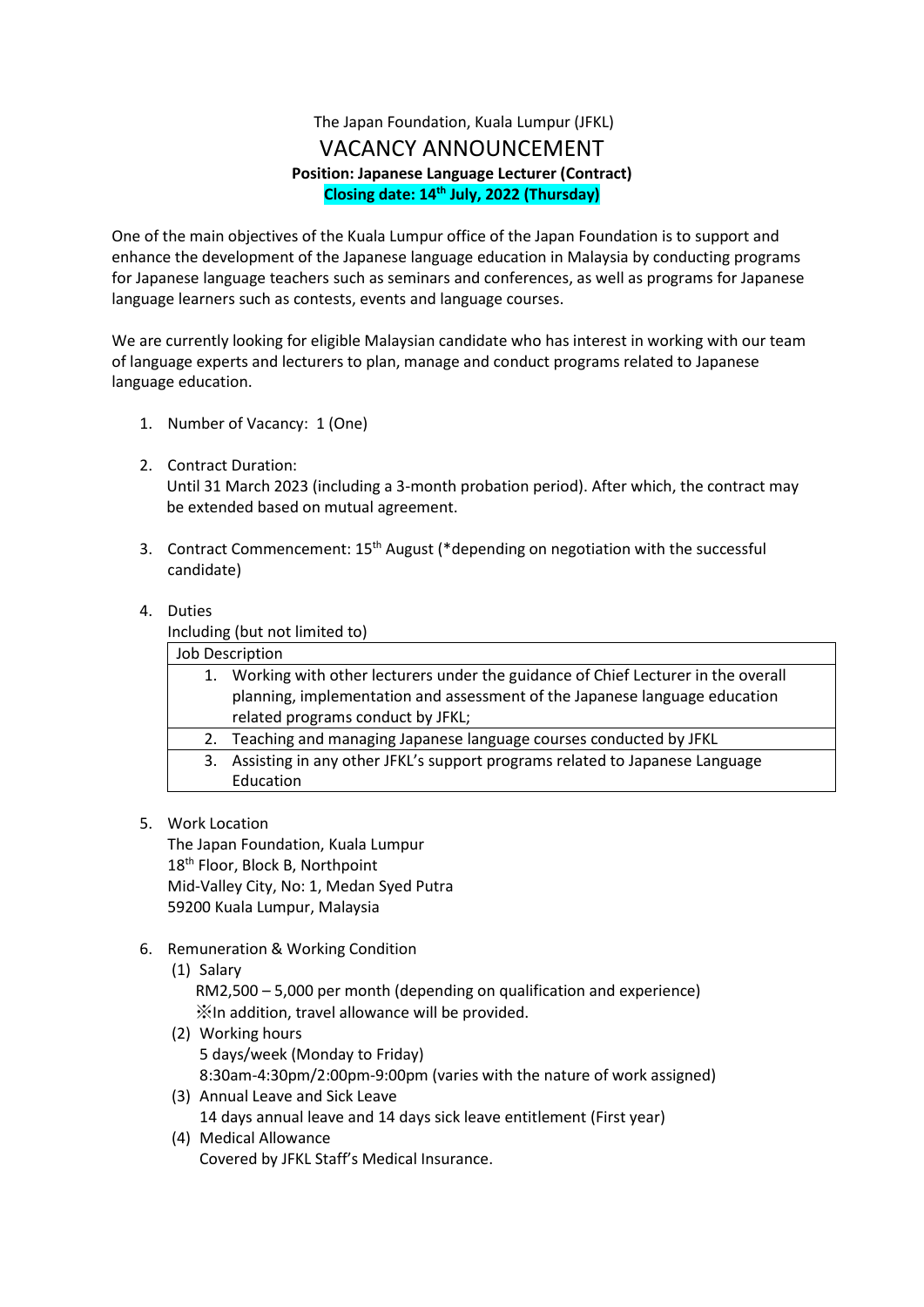The Japan Foundation, Kuala Lumpur (JFKL)

# VACANCY ANNOUNCEMENT

**Position: Japanese Language Lecturer (Contract)**

**Closing date: 14th July, 2022 (Thursday)**

One of the main objectives of the Kuala Lumpur office of the Japan Foundation is to support and enhance the development of the Japanese language education in Malaysia by conducting programs for Japanese language teachers such as seminars and conferences, as well as programs for Japanese language learners such as contests, events and language courses.

We are currently looking for eligible Malaysian candidate who has interest in working with our team of language experts and lecturers to plan, manage and conduct programs related to Japanese language education.

1. Number of Vacancy: 1 (One)

2. Contract Duration:
   Until 31 March 2023 (including a 3-month probation period). After which, the contract may be extended based on mutual agreement.

3. Contract Commencement: 15th August (*depending on negotiation with the successful candidate)

4. Duties
   Including (but not limited to)

| Job Description |
| --- |
| 1. Working with other lecturers under the guidance of Chief Lecturer in the overall planning, implementation and assessment of the Japanese language education related programs conduct by JFKL; |
| 2. Teaching and managing Japanese language courses conducted by JFKL |
| 3. Assisting in any other JFKL's support programs related to Japanese Language Education |

5. Work Location
   The Japan Foundation, Kuala Lumpur
   18th Floor, Block B, Northpoint
   Mid-Valley City, No: 1, Medan Syed Putra
   59200 Kuala Lumpur, Malaysia

6. Remuneration & Working Condition
   (1) Salary
   RM2,500 – 5,000 per month (depending on qualification and experience)
   ※In addition, travel allowance will be provided.
   (2) Working hours
   5 days/week (Monday to Friday)
   8:30am-4:30pm/2:00pm-9:00pm (varies with the nature of work assigned)
   (3) Annual Leave and Sick Leave
   14 days annual leave and 14 days sick leave entitlement (First year)
   (4) Medical Allowance
   Covered by JFKL Staff's Medical Insurance.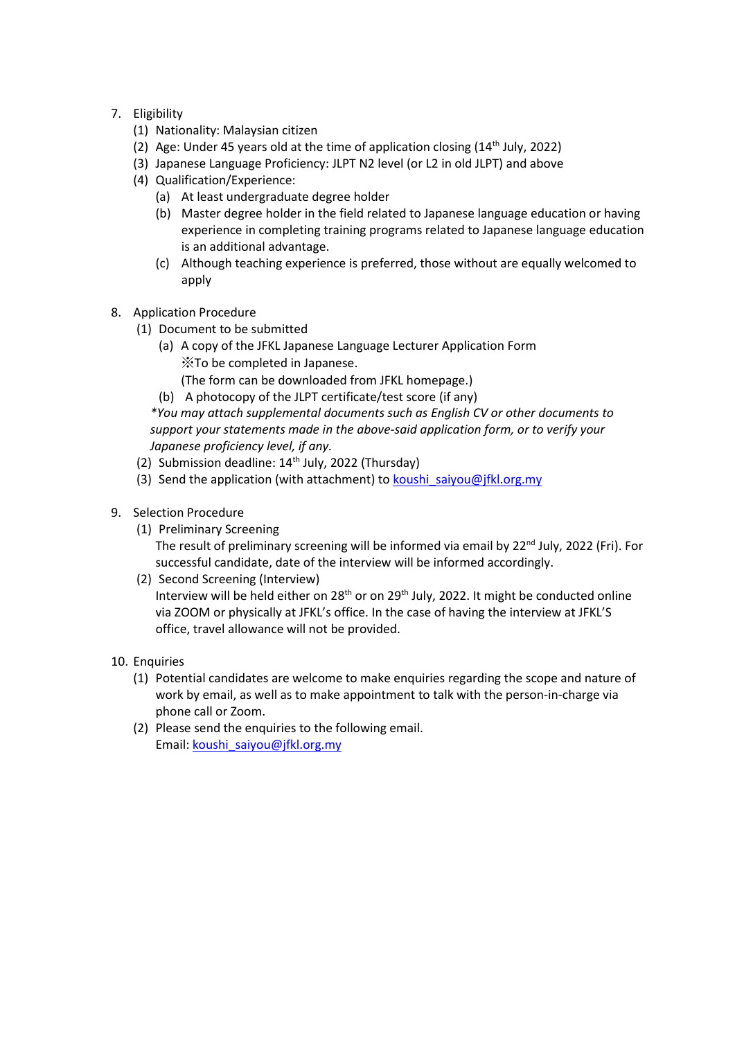7. Eligibility
   (1) Nationality: Malaysian citizen
   (2) Age: Under 45 years old at the time of application closing (14th July, 2022)
   (3) Japanese Language Proficiency: JLPT N2 level (or L2 in old JLPT) and above
   (4) Qualification/Experience:
      (a) At least undergraduate degree holder
      (b) Master degree holder in the field related to Japanese language education or having experience in completing training programs related to Japanese language education is an additional advantage.
      (c) Although teaching experience is preferred, those without are equally welcomed to apply

8. Application Procedure
   (1) Document to be submitted
      (a) A copy of the JFKL Japanese Language Lecturer Application Form
          ※To be completed in Japanese.
          (The form can be downloaded from JFKL homepage.)
      (b) A photocopy of the JLPT certificate/test score (if any)

      *You may attach supplemental documents such as English CV or other documents to support your statements made in the above-said application form, or to verify your Japanese proficiency level, if any.*
   (2) Submission deadline: 14th July, 2022 (Thursday)
   (3) Send the application (with attachment) to koushi_saiyou@jfkl.org.my

9. Selection Procedure
   (1) Preliminary Screening
       The result of preliminary screening will be informed via email by 22nd July, 2022 (Fri). For successful candidate, date of the interview will be informed accordingly.
   (2) Second Screening (Interview)
       Interview will be held either on 28th or on 29th July, 2022. It might be conducted online via ZOOM or physically at JFKL's office. In the case of having the interview at JFKL'S office, travel allowance will not be provided.

10. Enquiries
   (1) Potential candidates are welcome to make enquiries regarding the scope and nature of work by email, as well as to make appointment to talk with the person-in-charge via phone call or Zoom.
   (2) Please send the enquiries to the following email.
       Email: koushi_saiyou@jfkl.org.my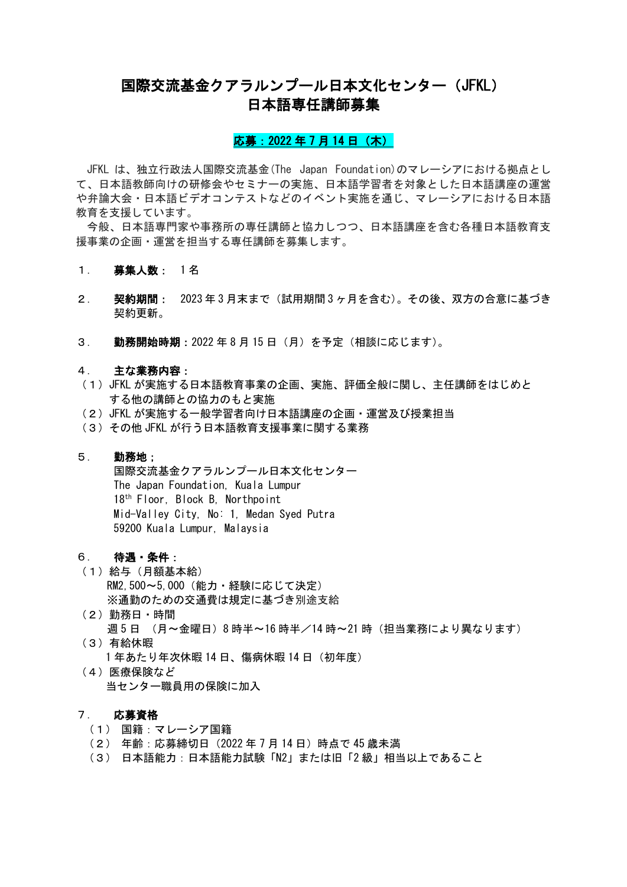# 国際交流基金クアラルンプール日本文化センター（JFKL）日本語専任講師募集

**応募：2022 年 7 月 14 日（木）**

JFKL は、独立行政法人国際交流基金(The Japan Foundation)のマレーシアにおける拠点として、日本語教師向けの研修会やセミナーの実施、日本語学習者を対象とした日本語講座の運営や弁論大会・日本語ビデオコンテストなどのイベント実施を通じ、マレーシアにおける日本語教育を支援しています。

今般、日本語専門家や事務所の専任講師と協力しつつ、日本語講座を含む各種日本語教育支援事業の企画・運営を担当する専任講師を募集します。

１． **募集人数：** １名

２． **契約期間：** 2023 年 3 月末まで（試用期間 3 ヶ月を含む）。その後、双方の合意に基づき契約更新。

３． **勤務開始時期：** 2022 年 8 月 15 日（月）を予定（相談に応じます）。

４． **主な業務内容：**

（１）JFKL が実施する日本語教育事業の企画、実施、評価全般に関し、主任講師をはじめとする他の講師との協力のもと実施

（２）JFKL が実施する一般学習者向け日本語講座の企画・運営及び授業担当

（３）その他 JFKL が行う日本語教育支援事業に関する業務

５． **勤務地；**

国際交流基金クアラルンプール日本文化センター
The Japan Foundation, Kuala Lumpur
18th Floor, Block B, Northpoint
Mid-Valley City, No: 1, Medan Syed Putra
59200 Kuala Lumpur, Malaysia

６． **待遇・条件：**

（１）給与（月額基本給）
RM2,500～5,000（能力・経験に応じて決定）
※通勤のための交通費は規定に基づき別途支給

（２）勤務日・時間
週 5 日 （月～金曜日）8 時半～16 時半／14 時～21 時（担当業務により異なります）

（３）有給休暇
1 年あたり年次休暇 14 日、傷病休暇 14 日（初年度）

（４）医療保険など
当センター職員用の保険に加入

７． **応募資格**

（１） 国籍：マレーシア国籍

（２） 年齢：応募締切日（2022 年 7 月 14 日）時点で 45 歳未満

（３） 日本語能力：日本語能力試験「N2」または旧「2 級」相当以上であること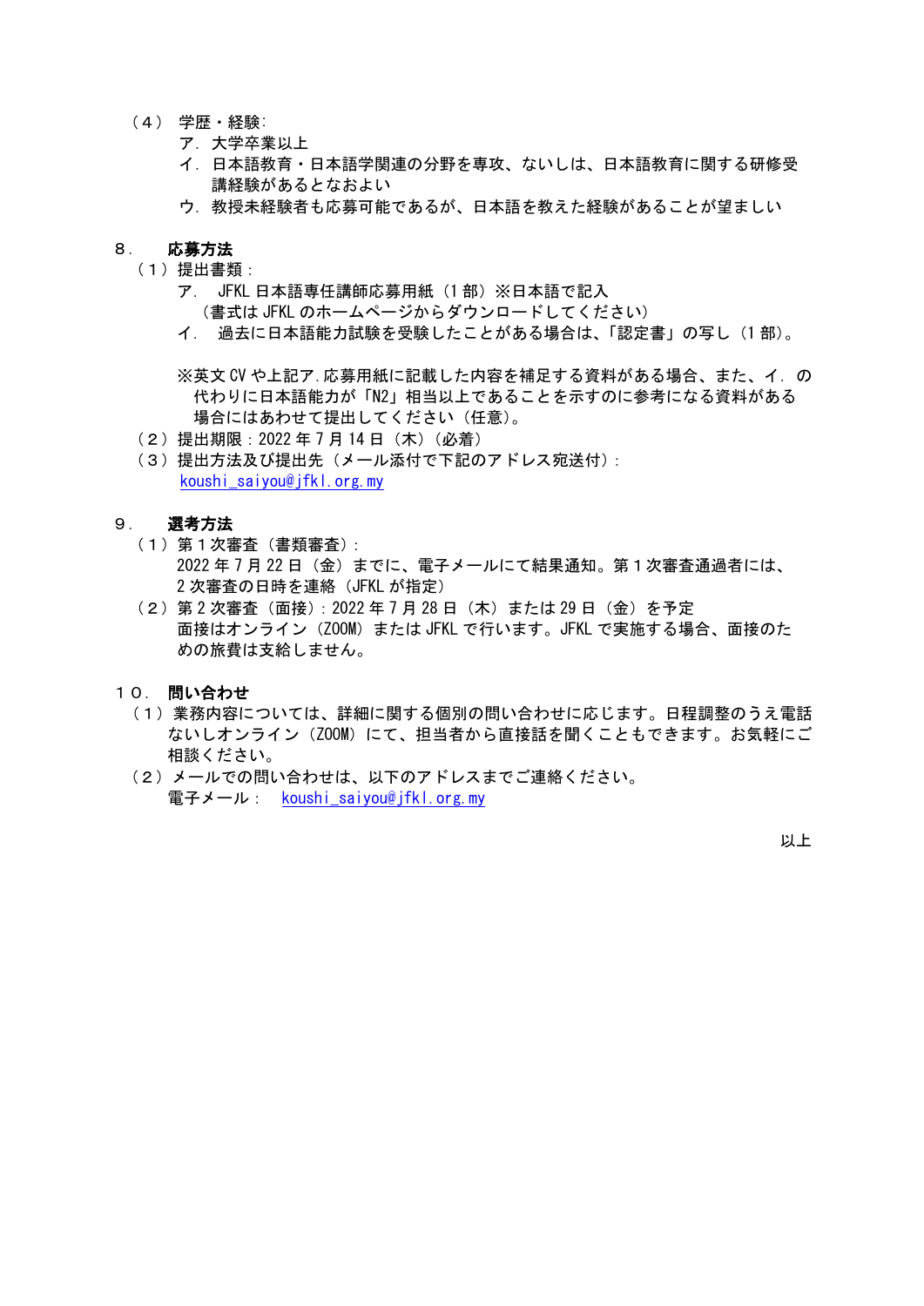（４） 学歴・経験:

ア．大学卒業以上

イ．日本語教育・日本語学関連の分野を専攻、ないしは、日本語教育に関する研修受講経験があるとなおよい

ウ．教授未経験者も応募可能であるが、日本語を教えた経験があることが望ましい

## ８． 応募方法

（１）提出書類：

ア． JFKL 日本語専任講師応募用紙（1 部）※日本語で記入
（書式は JFKL のホームページからダウンロードしてください）

イ． 過去に日本語能力試験を受験したことがある場合は、「認定書」の写し（1 部）。

※英文 CV や上記ア．応募用紙に記載した内容を補足する資料がある場合、また、イ．の代わりに日本語能力が「N2」相当以上であることを示すのに参考になる資料がある場合にはあわせて提出してください（任意）。

（２）提出期限：2022 年 7 月 14 日（木）（必着）

（３）提出方法及び提出先（メール添付で下記のアドレス宛送付）：
koushi_saiyou@jfkl.org.my

## ９． 選考方法

（１）第 1 次審査（書類審査）：
2022 年 7 月 22 日（金）までに、電子メールにて結果通知。第 1 次審査通過者には、2 次審査の日時を連絡（JFKL が指定）

（２）第 2 次審査（面接）：2022 年 7 月 28 日（木）または 29 日（金）を予定
面接はオンライン（ZOOM）または JFKL で行います。JFKL で実施する場合、面接のための旅費は支給しません。

## １０． 問い合わせ

（１）業務内容については、詳細に関する個別の問い合わせに応じます。日程調整のうえ電話ないしオンライン（ZOOM）にて、担当者から直接話を聞くこともできます。お気軽にご相談ください。

（２）メールでの問い合わせは、以下のアドレスまでご連絡ください。
電子メール： koushi_saiyou@jfkl.org.my

以上